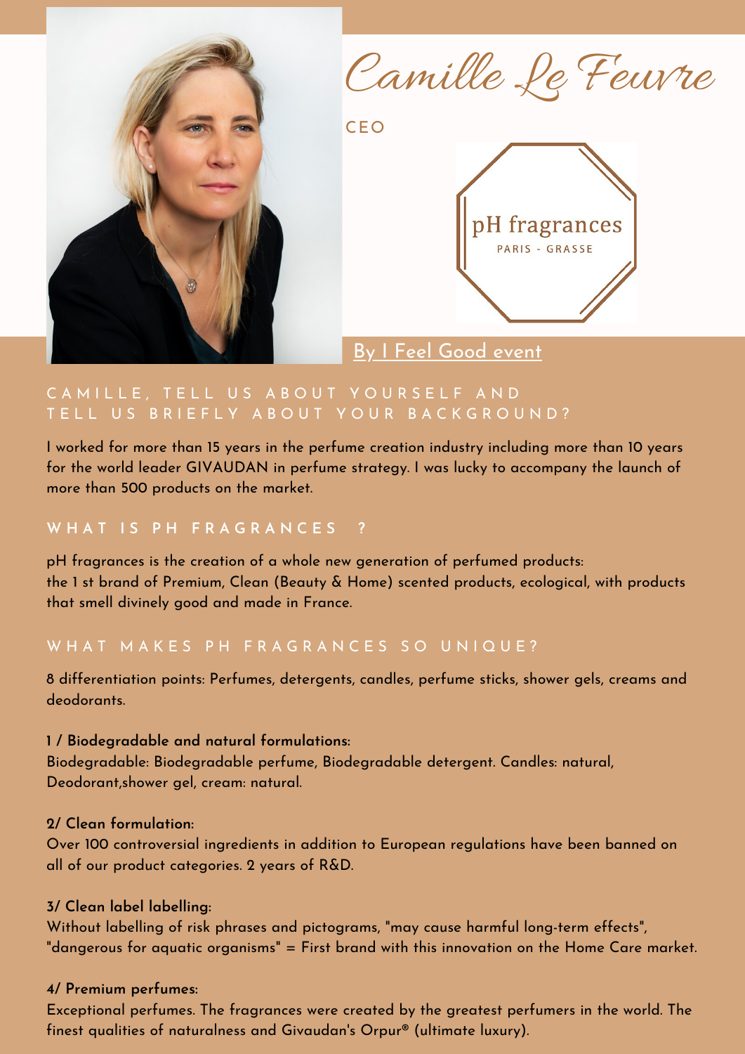# Camille Le Feuvre

CEO

pH fragrances
PARIS - GRASSE

By I Feel Good event

## CAMILLE, TELL US ABOUT YOURSELF AND TELL US BRIEFLY ABOUT YOUR BACKGROUND?

I worked for more than 15 years in the perfume creation industry including more than 10 years for the world leader GIVAUDAN in perfume strategy. I was lucky to accompany the launch of more than 500 products on the market.

## WHAT IS PH FRAGRANCES ?

pH fragrances is the creation of a whole new generation of perfumed products:
the 1 st brand of Premium, Clean (Beauty & Home) scented products, ecological, with products that smell divinely good and made in France.

## WHAT MAKES PH FRAGRANCES SO UNIQUE?

8 differentiation points: Perfumes, detergents, candles, perfume sticks, shower gels, creams and deodorants.

**1 / Biodegradable and natural formulations:**
Biodegradable: Biodegradable perfume, Biodegradable detergent. Candles: natural, Deodorant,shower gel, cream: natural.

**2/ Clean formulation:**
Over 100 controversial ingredients in addition to European regulations have been banned on all of our product categories. 2 years of R&D.

**3/ Clean label labelling:**
Without labelling of risk phrases and pictograms, "may cause harmful long-term effects", "dangerous for aquatic organisms" = First brand with this innovation on the Home Care market.

**4/ Premium perfumes:**
Exceptional perfumes. The fragrances were created by the greatest perfumers in the world. The finest qualities of naturalness and Givaudan's Orpur® (ultimate luxury).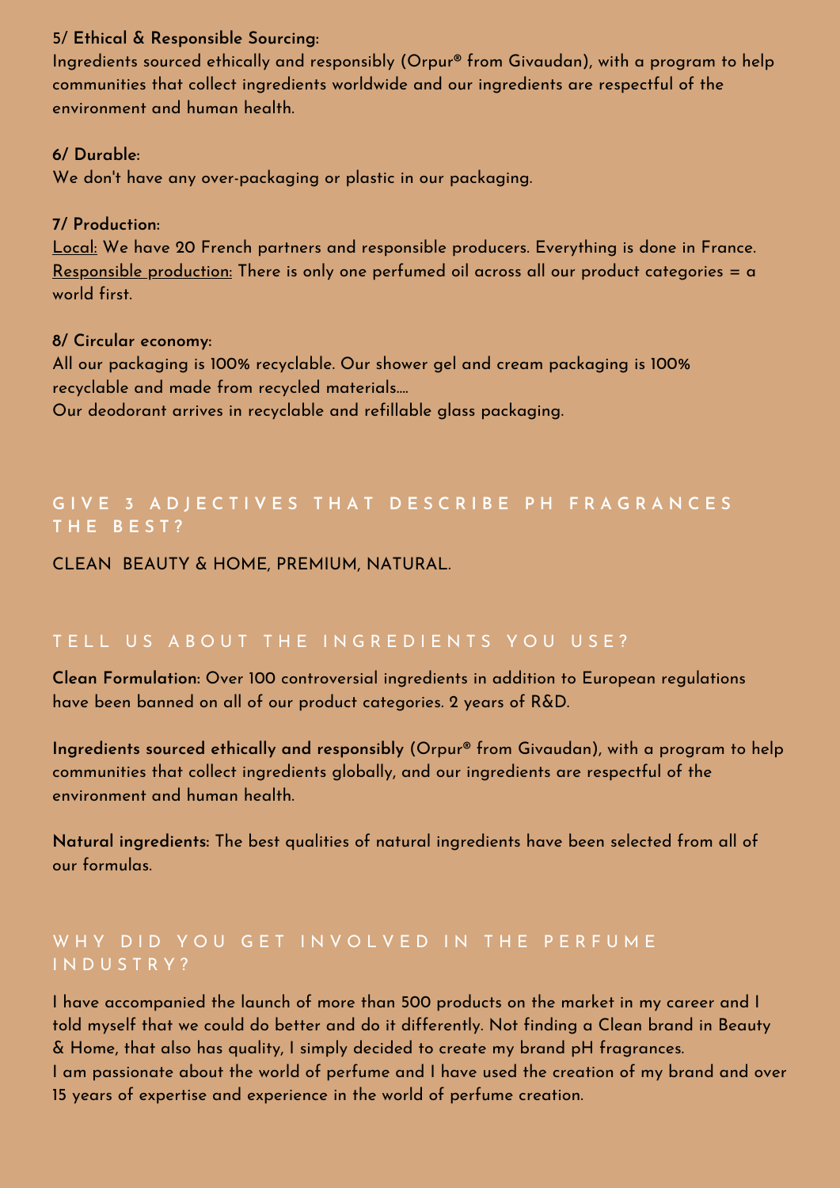**5/ Ethical & Responsible Sourcing:**
Ingredients sourced ethically and responsibly (Orpur® from Givaudan), with a program to help communities that collect ingredients worldwide and our ingredients are respectful of the environment and human health.

**6/ Durable:**
We don't have any over-packaging or plastic in our packaging.

**7/ Production:**
Local: We have 20 French partners and responsible producers. Everything is done in France.
Responsible production: There is only one perfumed oil across all our product categories = a world first.

**8/ Circular economy:**
All our packaging is 100% recyclable. Our shower gel and cream packaging is 100% recyclable and made from recycled materials....
Our deodorant arrives in recyclable and refillable glass packaging.

## GIVE 3 ADJECTIVES THAT DESCRIBE PH FRAGRANCES THE BEST?

CLEAN BEAUTY & HOME, PREMIUM, NATURAL.

## TELL US ABOUT THE INGREDIENTS YOU USE?

**Clean Formulation:** Over 100 controversial ingredients in addition to European regulations have been banned on all of our product categories. 2 years of R&D.

**Ingredients sourced ethically and responsibly** (Orpur® from Givaudan), with a program to help communities that collect ingredients globally, and our ingredients are respectful of the environment and human health.

**Natural ingredients:** The best qualities of natural ingredients have been selected from all of our formulas.

## WHY DID YOU GET INVOLVED IN THE PERFUME INDUSTRY?

I have accompanied the launch of more than 500 products on the market in my career and I told myself that we could do better and do it differently. Not finding a Clean brand in Beauty & Home, that also has quality, I simply decided to create my brand pH fragrances.
I am passionate about the world of perfume and I have used the creation of my brand and over 15 years of expertise and experience in the world of perfume creation.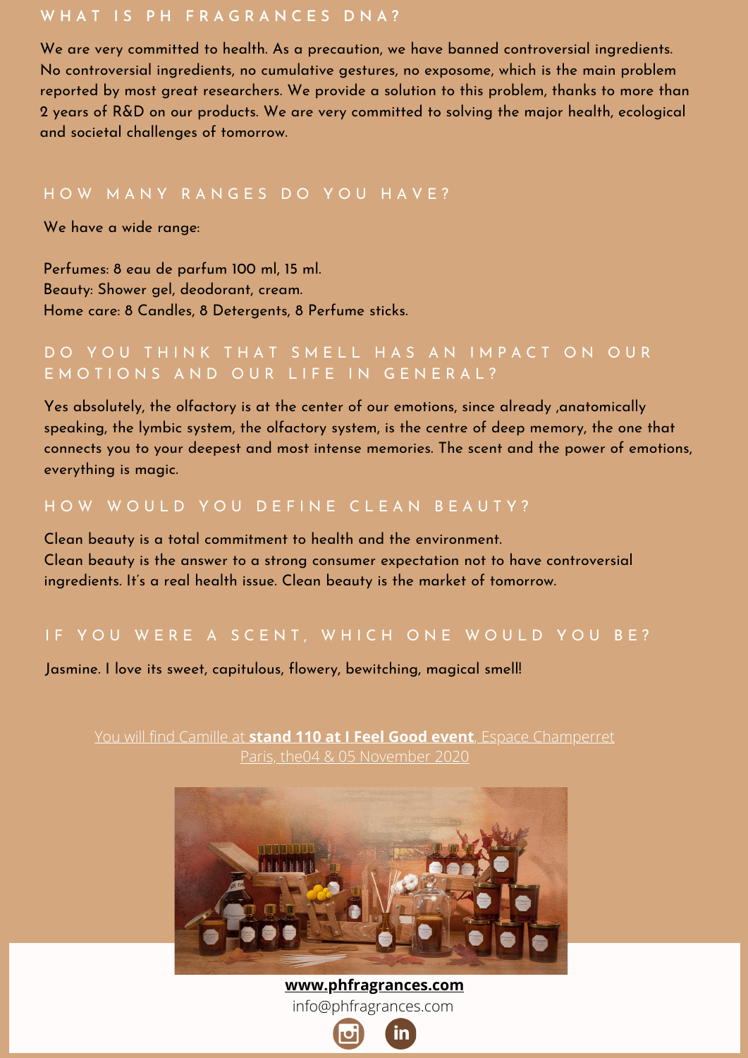## WHAT IS PH FRAGRANCES DNA?

We are very committed to health. As a precaution, we have banned controversial ingredients. No controversial ingredients, no cumulative gestures, no exposome, which is the main problem reported by most great researchers. We provide a solution to this problem, thanks to more than 2 years of R&D on our products. We are very committed to solving the major health, ecological and societal challenges of tomorrow.

## HOW MANY RANGES DO YOU HAVE?

We have a wide range:

Perfumes: 8 eau de parfum 100 ml, 15 ml.
Beauty: Shower gel, deodorant, cream.
Home care: 8 Candles, 8 Detergents, 8 Perfume sticks.

## DO YOU THINK THAT SMELL HAS AN IMPACT ON OUR EMOTIONS AND OUR LIFE IN GENERAL?

Yes absolutely, the olfactory is at the center of our emotions, since already ,anatomically speaking, the lymbic system, the olfactory system, is the centre of deep memory, the one that connects you to your deepest and most intense memories. The scent and the power of emotions, everything is magic.

## HOW WOULD YOU DEFINE CLEAN BEAUTY?

Clean beauty is a total commitment to health and the environment.
Clean beauty is the answer to a strong consumer expectation not to have controversial ingredients. It's a real health issue. Clean beauty is the market of tomorrow.

## IF YOU WERE A SCENT, WHICH ONE WOULD YOU BE?

Jasmine. I love its sweet, capitulous, flowery, bewitching, magical smell!

You will find Camille at **stand 110 at I Feel Good event**, Espace Champerret Paris, the04 & 05 November 2020

**www.phfragrances.com**
info@phfragrances.com